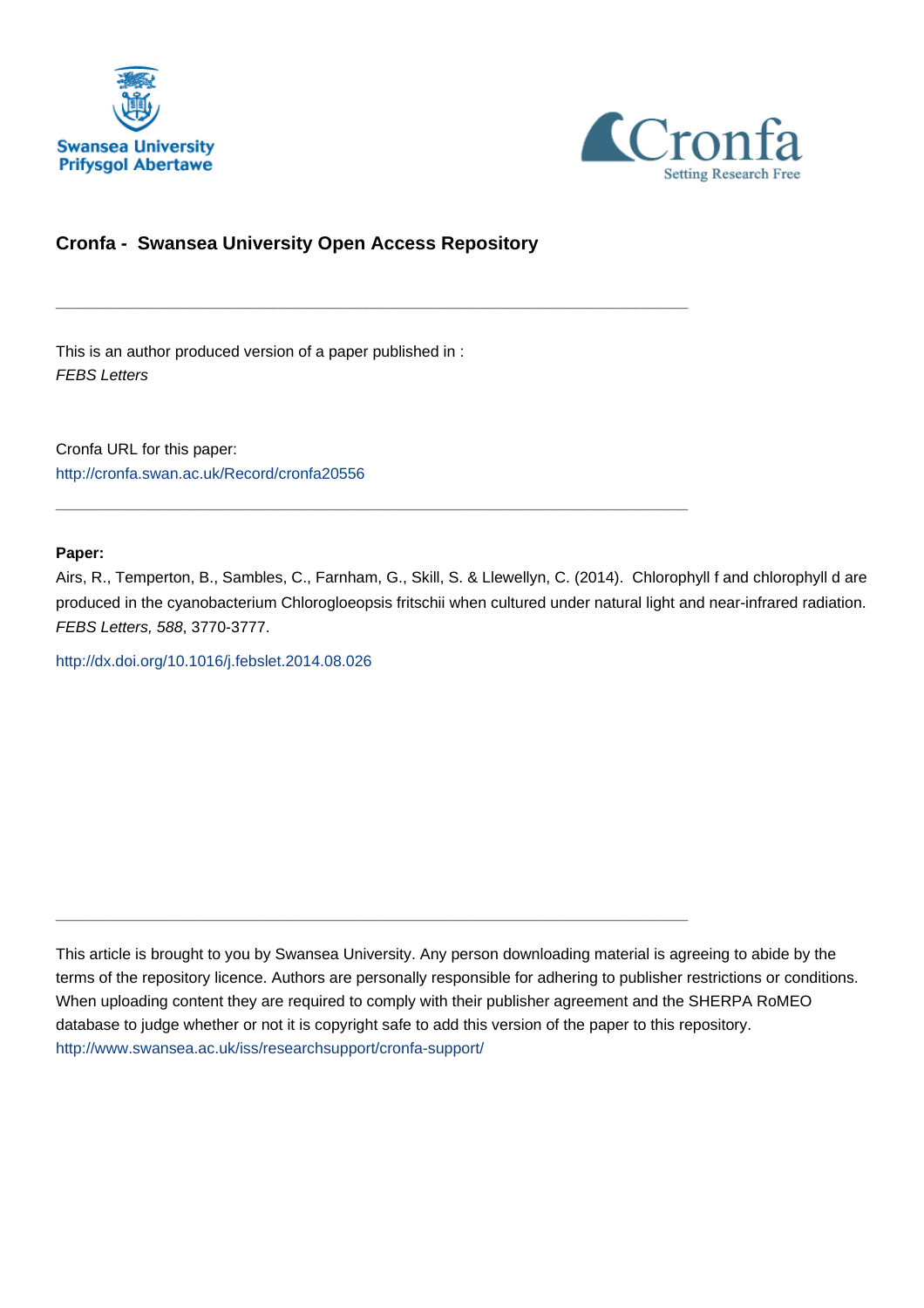Swansea University
Prifysgol Abertawe

Cronfa
Setting Research Free

## Cronfa - Swansea University Open Access Repository

---

This is an author produced version of a paper published in :
*FEBS Letters*

Cronfa URL for this paper:
http://cronfa.swan.ac.uk/Record/cronfa20556

---

**Paper:**

Airs, R., Temperton, B., Sambles, C., Farnham, G., Skill, S. & Llewellyn, C. (2014). Chlorophyll f and chlorophyll d are produced in the cyanobacterium Chlorogloeopsis fritschii when cultured under natural light and near-infrared radiation. *FEBS Letters, 588*, 3770-3777.

http://dx.doi.org/10.1016/j.febslet.2014.08.026

---

This article is brought to you by Swansea University. Any person downloading material is agreeing to abide by the terms of the repository licence. Authors are personally responsible for adhering to publisher restrictions or conditions. When uploading content they are required to comply with their publisher agreement and the SHERPA RoMEO database to judge whether or not it is copyright safe to add this version of the paper to this repository.
http://www.swansea.ac.uk/iss/researchsupport/cronfa-support/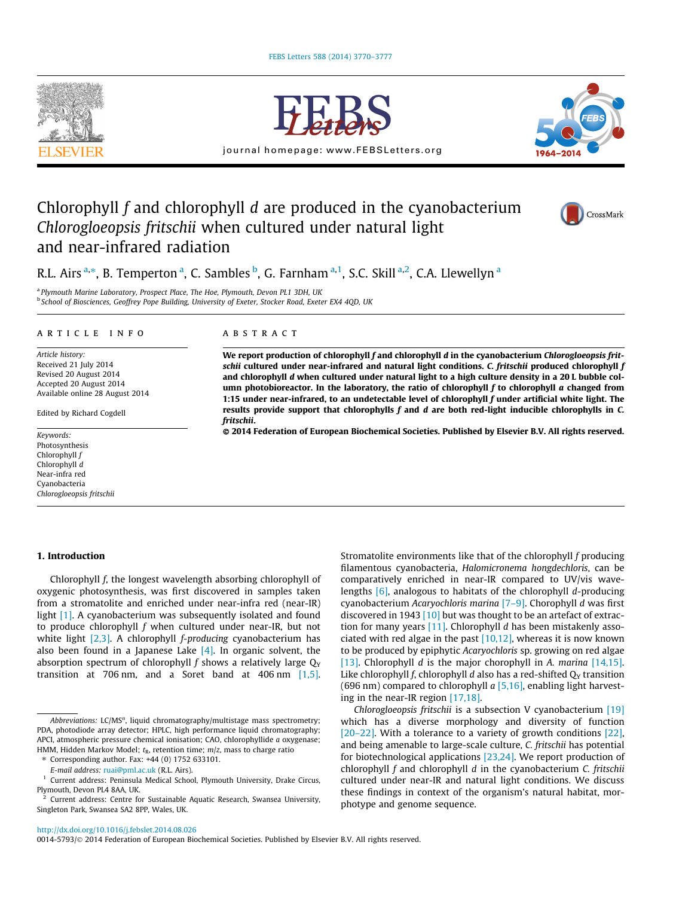# Chlorophyll *f* and chlorophyll *d* are produced in the cyanobacterium *Chlorogloeopsis fritschii* when cultured under natural light and near-infrared radiation

R.L. Airs [a,*], B. Temperton [a], C. Sambles [b], G. Farnham [a,1], S.C. Skill [a,2], C.A. Llewellyn [a]

[a] Plymouth Marine Laboratory, Prospect Place, The Hoe, Plymouth, Devon PL1 3DH, UK

[b] School of Biosciences, Geoffrey Pope Building, University of Exeter, Stocker Road, Exeter EX4 4QD, UK

## ARTICLE INFO

*Article history:*
Received 21 July 2014
Revised 20 August 2014
Accepted 20 August 2014
Available online 28 August 2014

Edited by Richard Cogdell

*Keywords:*
Photosynthesis
Chlorophyll *f*
Chlorophyll *d*
Near-infra red
Cyanobacteria
*Chlorogloeopsis fritschii*

## ABSTRACT

**We report production of chlorophyll *f* and chlorophyll *d* in the cyanobacterium *Chlorogloeopsis fritschii* cultured under near-infrared and natural light conditions. *C. fritschii* produced chlorophyll *f* and chlorophyll *d* when cultured under natural light to a high culture density in a 20 L bubble column photobioreactor. In the laboratory, the ratio of chlorophyll *f* to chlorophyll *a* changed from 1:15 under near-infrared, to an undetectable level of chlorophyll *f* under artificial white light. The results provide support that chlorophylls *f* and *d* are both red-light inducible chlorophylls in *C. fritschii*.**

**© 2014 Federation of European Biochemical Societies. Published by Elsevier B.V. All rights reserved.**

## 1. Introduction

Chlorophyll *f*, the longest wavelength absorbing chlorophyll of oxygenic photosynthesis, was first discovered in samples taken from a stromatolite and enriched under near-infra red (near-IR) light [1]. A cyanobacterium was subsequently isolated and found to produce chlorophyll *f* when cultured under near-IR, but not white light [2,3]. A chlorophyll *f-producing* cyanobacterium has also been found in a Japanese Lake [4]. In organic solvent, the absorption spectrum of chlorophyll *f* shows a relatively large $Q_Y$ transition at 706 nm, and a Soret band at 406 nm [1,5].

Stromatolite environments like that of the chlorophyll *f* producing filamentous cyanobacteria, *Halomicronema hongdechloris*, can be comparatively enriched in near-IR compared to UV/vis wavelengths [6], analogous to habitats of the chlorophyll *d*-producing cyanobacterium *Acaryochloris marina* [7–9]. Chorophyll *d* was first discovered in 1943 [10] but was thought to be an artefact of extraction for many years [11]. Chlorophyll *d* has been mistakenly associated with red algae in the past [10,12], whereas it is now known to be produced by epiphytic *Acaryochloris* sp. growing on red algae [13]. Chlorophyll *d* is the major chorophyll in *A. marina* [14,15]. Like chlorophyll *f*, chlorophyll *d* also has a red-shifted $Q_Y$ transition (696 nm) compared to chlorophyll *a* [5,16], enabling light harvesting in the near-IR region [17,18].

*Chlorogloeopsis fritschii* is a subsection V cyanobacterium [19] which has a diverse morphology and diversity of function [20–22]. With a tolerance to a variety of growth conditions [22], and being amenable to large-scale culture, *C. fritschii* has potential for biotechnological applications [23,24]. We report production of chlorophyll *f* and chlorophyll *d* in the cyanobacterium *C. fritschii* cultured under near-IR and natural light conditions. We discuss these findings in context of the organism's natural habitat, morphotype and genome sequence.

---

*Abbreviations:* LC/MS$^n$, liquid chromatography/multistage mass spectrometry; PDA, photodiode array detector; HPLC, high performance liquid chromatography; APCI, atmospheric pressure chemical ionisation; CAO, chlorophyllide *a* oxygenase; HMM, Hidden Markov Model; $t_R$, retention time; $m/z$, mass to charge ratio

* Corresponding author. Fax: +44 (0) 1752 633101.
*E-mail address:* ruai@pml.ac.uk (R.L. Airs).

[1] Current address: Peninsula Medical School, Plymouth University, Drake Circus, Plymouth, Devon PL4 8AA, UK.

[2] Current address: Centre for Sustainable Aquatic Research, Swansea University, Singleton Park, Swansea SA2 8PP, Wales, UK.

http://dx.doi.org/10.1016/j.febslet.2014.08.026
0014-5793/© 2014 Federation of European Biochemical Societies. Published by Elsevier B.V. All rights reserved.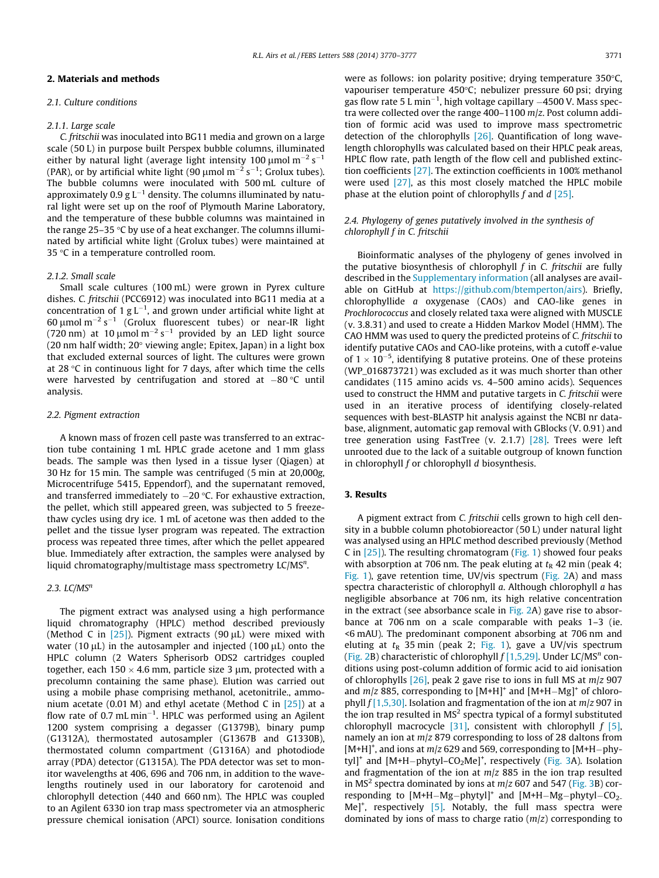## 2. Materials and methods

### 2.1. Culture conditions

#### 2.1.1. Large scale

*C. fritschii* was inoculated into BG11 media and grown on a large scale (50 L) in purpose built Perspex bubble columns, illuminated either by natural light (average light intensity 100 $\mu$mol m$^{-2}$ s$^{-1}$ (PAR), or by artificial white light (90 $\mu$mol m$^{-2}$ s$^{-1}$; Grolux tubes). The bubble columns were inoculated with 500 mL culture of approximately 0.9 g L$^{-1}$ density. The columns illuminated by natural light were set up on the roof of Plymouth Marine Laboratory, and the temperature of these bubble columns was maintained in the range 25–35 °C by use of a heat exchanger. The columns illuminated by artificial white light (Grolux tubes) were maintained at 35 °C in a temperature controlled room.

#### 2.1.2. Small scale

Small scale cultures (100 mL) were grown in Pyrex culture dishes. *C. fritschii* (PCC6912) was inoculated into BG11 media at a concentration of 1 g L$^{-1}$, and grown under artificial white light at 60 $\mu$mol m$^{-2}$ s$^{-1}$ (Grolux fluorescent tubes) or near-IR light (720 nm) at 10 $\mu$mol m$^{-2}$ s$^{-1}$ provided by an LED light source (20 nm half width; 20° viewing angle; Epitex, Japan) in a light box that excluded external sources of light. The cultures were grown at 28 °C in continuous light for 7 days, after which time the cells were harvested by centrifugation and stored at −80 °C until analysis.

### 2.2. Pigment extraction

A known mass of frozen cell paste was transferred to an extraction tube containing 1 mL HPLC grade acetone and 1 mm glass beads. The sample was then lysed in a tissue lyser (Qiagen) at 30 Hz for 15 min. The sample was centrifuged (5 min at 20,000*g*, Microcentrifuge 5415, Eppendorf), and the supernatant removed, and transferred immediately to −20 °C. For exhaustive extraction, the pellet, which still appeared green, was subjected to 5 freeze-thaw cycles using dry ice. 1 mL of acetone was then added to the pellet and the tissue lyser program was repeated. The extraction process was repeated three times, after which the pellet appeared blue. Immediately after extraction, the samples were analysed by liquid chromatography/multistage mass spectrometry LC/MS$^n$.

### 2.3. LC/MS$^n$

The pigment extract was analysed using a high performance liquid chromatography (HPLC) method described previously (Method C in [25]). Pigment extracts (90 $\mu$L) were mixed with water (10 $\mu$L) in the autosampler and injected (100 $\mu$L) onto the HPLC column (2 Waters Spherisorb ODS2 cartridges coupled together, each 150 × 4.6 mm, particle size 3 $\mu$m, protected with a precolumn containing the same phase). Elution was carried out using a mobile phase comprising methanol, acetonitrile., ammonium acetate (0.01 M) and ethyl acetate (Method C in [25]) at a flow rate of 0.7 mL min$^{-1}$. HPLC was performed using an Agilent 1200 system comprising a degasser (G1379B), binary pump (G1312A), thermostated autosampler (G1367B and G1330B), thermostated column compartment (G1316A) and photodiode array (PDA) detector (G1315A). The PDA detector was set to monitor wavelengths at 406, 696 and 706 nm, in addition to the wavelengths routinely used in our laboratory for carotenoid and chlorophyll detection (440 and 660 nm). The HPLC was coupled to an Agilent 6330 ion trap mass spectrometer via an atmospheric pressure chemical ionisation (APCI) source. Ionisation conditions were as follows: ion polarity positive; drying temperature 350°C, vapouriser temperature 450°C; nebulizer pressure 60 psi; drying gas flow rate 5 L min$^{-1}$, high voltage capillary −4500 V. Mass spectra were collected over the range 400–1100 *m*/*z*. Post column addition of formic acid was used to improve mass spectrometric detection of the chlorophylls [26]. Quantification of long wavelength chlorophylls was calculated based on their HPLC peak areas, HPLC flow rate, path length of the flow cell and published extinction coefficients [27]. The extinction coefficients in 100% methanol were used [27], as this most closely matched the HPLC mobile phase at the elution point of chlorophylls *f* and *d* [25].

### 2.4. Phylogeny of genes putatively involved in the synthesis of chlorophyll *f* in *C. fritschii*

Bioinformatic analyses of the phylogeny of genes involved in the putative biosynthesis of chlorophyll *f* in *C. fritschii* are fully described in the Supplementary information (all analyses are available on GitHub at https://github.com/btemperton/airs). Briefly, chlorophyllide *a* oxygenase (CAOs) and CAO-like genes in *Prochlorococcus* and closely related taxa were aligned with MUSCLE (v. 3.8.31) and used to create a Hidden Markov Model (HMM). The CAO HMM was used to query the predicted proteins of *C. fritschii* to identify putative CAOs and CAO-like proteins, with a cutoff *e*-value of $1 \times 10^{-5}$, identifying 8 putative proteins. One of these proteins (WP_016873721) was excluded as it was much shorter than other candidates (115 amino acids vs. 4–500 amino acids). Sequences used to construct the HMM and putative targets in *C. fritschii* were used in an iterative process of identifying closely-related sequences with best-BLASTP hit analysis against the NCBI nr database, alignment, automatic gap removal with GBlocks (V. 0.91) and tree generation using FastTree (v. 2.1.7) [28]. Trees were left unrooted due to the lack of a suitable outgroup of known function in chlorophyll *f* or chlorophyll *d* biosynthesis.

## 3. Results

A pigment extract from *C. fritschii* cells grown to high cell density in a bubble column photobioreactor (50 L) under natural light was analysed using an HPLC method described previously (Method C in [25]). The resulting chromatogram (Fig. 1) showed four peaks with absorption at 706 nm. The peak eluting at $t_R$ 42 min (peak 4; Fig. 1), gave retention time, UV/vis spectrum (Fig. 2A) and mass spectra characteristic of chlorophyll *a*. Although chlorophyll *a* has negligible absorbance at 706 nm, its high relative concentration in the extract (see absorbance scale in Fig. 2A) gave rise to absorbance at 706 nm on a scale comparable with peaks 1–3 (ie. <6 mAU). The predominant component absorbing at 706 nm and eluting at $t_R$ 35 min (peak 2; Fig. 1), gave a UV/vis spectrum (Fig. 2B) characteristic of chlorophyll *f* [1,5,29]. Under LC/MS$^n$ conditions using post-column addition of formic acid to aid ionisation of chlorophylls [26], peak 2 gave rise to ions in full MS at *m*/*z* 907 and *m*/*z* 885, corresponding to [M+H]$^+$ and [M+H−Mg]$^+$ of chlorophyll *f* [1,5,30]. Isolation and fragmentation of the ion at *m*/*z* 907 in the ion trap resulted in MS$^2$ spectra typical of a formyl substituted chlorophyll macrocycle [31], consistent with chlorophyll *f* [5], namely an ion at *m*/*z* 879 corresponding to loss of 28 daltons from [M+H]$^+$, and ions at *m*/*z* 629 and 569, corresponding to [M+H−phytyl]$^+$ and [M+H−phytyl–$CO_2$Me]$^+$, respectively (Fig. 3A). Isolation and fragmentation of the ion at *m*/*z* 885 in the ion trap resulted in MS$^2$ spectra dominated by ions at *m*/*z* 607 and 547 (Fig. 3B) corresponding to [M+H−Mg−phytyl]$^+$ and [M+H−Mg−phytyl−$CO_2$Me]$^+$, respectively [5]. Notably, the full mass spectra were dominated by ions of mass to charge ratio (*m*/*z*) corresponding to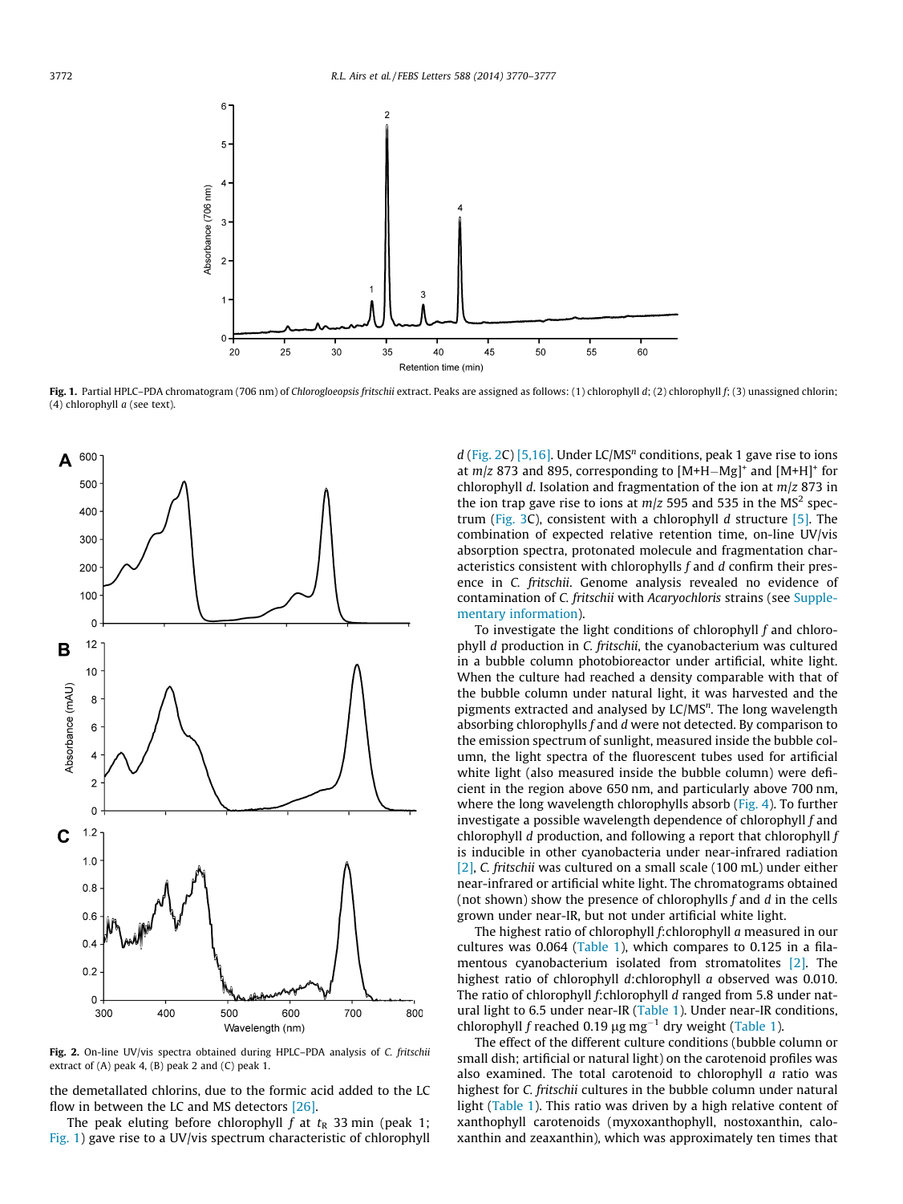**Fig. 1.** Partial HPLC–PDA chromatogram (706 nm) of *Chlorogloeopsis fritschii* extract. Peaks are assigned as follows: (1) chlorophyll *d*; (2) chlorophyll *f*; (3) unassigned chlorin; (4) chlorophyll *a* (see text).

**Fig. 2.** On-line UV/vis spectra obtained during HPLC–PDA analysis of *C. fritschii* extract of (A) peak 4, (B) peak 2 and (C) peak 1.

the demetallated chlorins, due to the formic acid added to the LC flow in between the LC and MS detectors [26].

The peak eluting before chlorophyll *f* at $t_R$ 33 min (peak 1; Fig. 1) gave rise to a UV/vis spectrum characteristic of chlorophyll *d* (Fig. 2C) [5,16]. Under LC/MS$^n$ conditions, peak 1 gave rise to ions at *m*/*z* 873 and 895, corresponding to $[M+H-Mg]^+$ and $[M+H]^+$ for chlorophyll *d*. Isolation and fragmentation of the ion at *m*/*z* 873 in the ion trap gave rise to ions at *m*/*z* 595 and 535 in the MS$^2$ spectrum (Fig. 3C), consistent with a chlorophyll *d* structure [5]. The combination of expected relative retention time, on-line UV/vis absorption spectra, protonated molecule and fragmentation characteristics consistent with chlorophylls *f* and *d* confirm their presence in *C. fritschii*. Genome analysis revealed no evidence of contamination of *C. fritschii* with *Acaryochloris* strains (see Supplementary information).

To investigate the light conditions of chlorophyll *f* and chlorophyll *d* production in *C. fritschii*, the cyanobacterium was cultured in a bubble column photobioreactor under artificial, white light. When the culture had reached a density comparable with that of the bubble column under natural light, it was harvested and the pigments extracted and analysed by LC/MS$^n$. The long wavelength absorbing chlorophylls *f* and *d* were not detected. By comparison to the emission spectrum of sunlight, measured inside the bubble column, the light spectra of the fluorescent tubes used for artificial white light (also measured inside the bubble column) were deficient in the region above 650 nm, and particularly above 700 nm, where the long wavelength chlorophylls absorb (Fig. 4). To further investigate a possible wavelength dependence of chlorophyll *f* and chlorophyll *d* production, and following a report that chlorophyll *f* is inducible in other cyanobacteria under near-infrared radiation [2], *C. fritschii* was cultured on a small scale (100 mL) under either near-infrared or artificial white light. The chromatograms obtained (not shown) show the presence of chlorophylls *f* and *d* in the cells grown under near-IR, but not under artificial white light.

The highest ratio of chlorophyll *f*:chlorophyll *a* measured in our cultures was 0.064 (Table 1), which compares to 0.125 in a filamentous cyanobacterium isolated from stromatolites [2]. The highest ratio of chlorophyll *d*:chlorophyll *a* observed was 0.010. The ratio of chlorophyll *f*:chlorophyll *d* ranged from 5.8 under natural light to 6.5 under near-IR (Table 1). This ratio was driven by a high relative content of chlorophyll *f*. Under near-IR conditions, chlorophyll *f* reached 0.19 μg mg$^{-1}$ dry weight (Table 1).

The effect of the different culture conditions (bubble column or small dish; artificial or natural light) on the carotenoid profiles was also examined. The total carotenoid to chlorophyll *a* ratio was highest for *C. fritschii* cultures in the bubble column under natural light (Table 1). This was driven by a high relative content of xanthophyll carotenoids (myxoxanthophyll, nostoxanthin, caloxanthin and zeaxanthin), which was approximately ten times that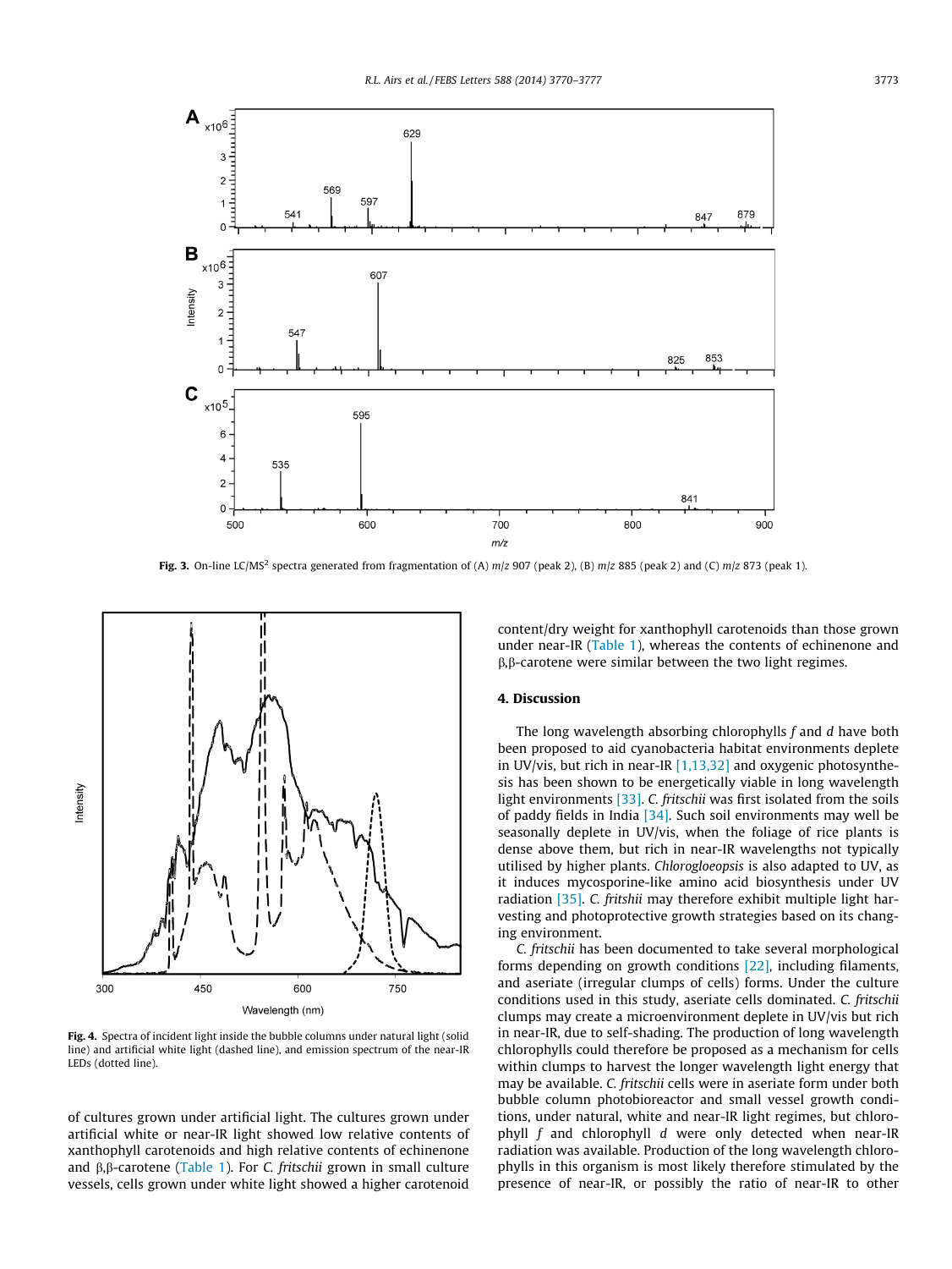Fig. 3. On-line LC/MS² spectra generated from fragmentation of (A) *m/z* 907 (peak 2), (B) *m/z* 885 (peak 2) and (C) *m/z* 873 (peak 1).

Fig. 4. Spectra of incident light inside the bubble columns under natural light (solid line) and artificial white light (dashed line), and emission spectrum of the near-IR LEDs (dotted line).

of cultures grown under artificial light. The cultures grown under artificial white or near-IR light showed low relative contents of xanthophyll carotenoids and high relative contents of echinenone and β,β-carotene (Table 1). For *C. fritschii* grown in small culture vessels, cells grown under white light showed a higher carotenoid content/dry weight for xanthophyll carotenoids than those grown under near-IR (Table 1), whereas the contents of echinenone and β,β-carotene were similar between the two light regimes.

## 4. Discussion

The long wavelength absorbing chlorophylls *f* and *d* have both been proposed to aid cyanobacteria habitat environments deplete in UV/vis, but rich in near-IR [1,13,32] and oxygenic photosynthesis has been shown to be energetically viable in long wavelength light environments [33]. *C. fritschii* was first isolated from the soils of paddy fields in India [34]. Such soil environments may well be seasonally deplete in UV/vis, when the foliage of rice plants is dense above them, but rich in near-IR wavelengths not typically utilised by higher plants. *Chlorogloeopsis* is also adapted to UV, as it induces mycosporine-like amino acid biosynthesis under UV radiation [35]. *C. fritshii* may therefore exhibit multiple light harvesting and photoprotective growth strategies based on its changing environment.

*C. fritschii* has been documented to take several morphological forms depending on growth conditions [22], including filaments, and aseriate (irregular clumps of cells) forms. Under the culture conditions used in this study, aseriate cells dominated. *C. fritschii* clumps may create a microenvironment deplete in UV/vis but rich in near-IR, due to self-shading. The production of long wavelength chlorophylls could therefore be proposed as a mechanism for cells within clumps to harvest the longer wavelength light energy that may be available. *C. fritschii* cells were in aseriate form under both bubble column photobioreactor and small vessel growth conditions, under natural, white and near-IR light regimes, but chlorophyll *f* and chlorophyll *d* were only detected when near-IR radiation was available. Production of the long wavelength chlorophylls in this organism is most likely therefore stimulated by the presence of near-IR, or possibly the ratio of near-IR to other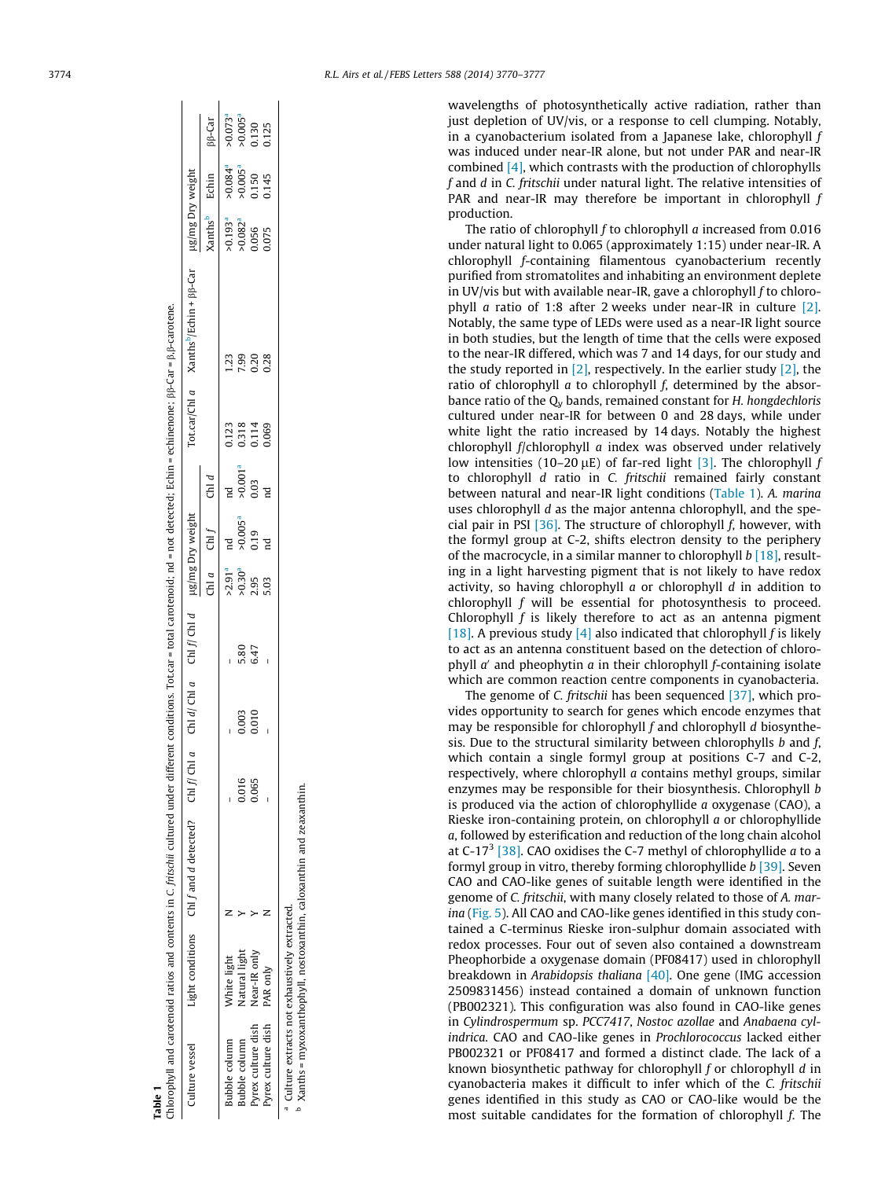**Table 1**
Chlorophyll and carotenoid ratios and contents in *C. fritschii* cultured under different conditions. Tot.car = total carotenoid; nd = not detected; Echin = echinenone; ββ-Car = β,β-carotene.

| Culture vessel | Light conditions | Chl *f* and *d* detected? | Chl *f*/ Chl *a* | Chl *d*/ Chl *a* | Chl *f*/ Chl *d* | μg/mg Dry weight | | | Tot.car/Chl *a* | Xanths[b]/Echin + ββ-Car | μg/mg Dry weight | | |
|---|---|---|---|---|---|---|---|---|---|---|---|---|---|
| | | | | | | Chl *a* | Chl *f* | Chl *d* | | | Xanths[b] | Echin | ββ-Car |
| Bubble column | White light | N | – | – | – | >2.91[a] | nd | nd | 0.123 | 1.23 | >0.193[a] | >0.084[a] | >0.073[a] |
| Bubble column | Natural light | Y | 0.016 | 0.003 | 5.80 | >0.30[a] | >0.005[a] | >0.001[a] | 0.318 | 7.99 | >0.082[a] | >0.005[a] | >0.005[a] |
| Pyrex culture dish | Near-IR only | Y | 0.065 | 0.010 | 6.47 | 2.95 | 0.19 | 0.03 | 0.114 | 0.20 | 0.056 | 0.150 | 0.130 |
| Pyrex culture dish | PAR only | N | – | – | – | 5.03 | nd | nd | 0.069 | 0.28 | 0.075 | 0.145 | 0.125 |

[a] Culture extracts not exhaustively extracted.
[b] Xanths = myxoxanthophyll, nostoxanthin, caloxanthin and zeaxanthin.

wavelengths of photosynthetically active radiation, rather than just depletion of UV/vis, or a response to cell clumping. Notably, in a cyanobacterium isolated from a Japanese lake, chlorophyll *f* was induced under near-IR alone, but not under PAR and near-IR combined [4], which contrasts with the production of chlorophylls *f* and *d* in *C. fritschii* under natural light. The relative intensities of PAR and near-IR may therefore be important in chlorophyll *f* production.

The ratio of chlorophyll *f* to chlorophyll *a* increased from 0.016 under natural light to 0.065 (approximately 1:15) under near-IR. A chlorophyll *f*-containing filamentous cyanobacterium recently purified from stromatolites and inhabiting an environment deplete in UV/vis but with available near-IR, gave a chlorophyll *f* to chlorophyll *a* ratio of 1:8 after 2 weeks under near-IR in culture [2]. Notably, the same type of LEDs were used as a near-IR light source in both studies, but the length of time that the cells were exposed to the near-IR differed, which was 7 and 14 days, for our study and the study reported in [2], respectively. In the earlier study [2], the ratio of chlorophyll *a* to chlorophyll *f*, determined by the absorbance ratio of the $Q_y$ bands, remained constant for *H. hongdechloris* cultured under near-IR for between 0 and 28 days, while under white light the ratio increased by 14 days. Notably the highest chlorophyll *f*/chlorophyll *a* index was observed under relatively low intensities (10–20 μE) of far-red light [3]. The chlorophyll *f* to chlorophyll *d* ratio in *C. fritschii* remained fairly constant between natural and near-IR light conditions (Table 1). *A. marina* uses chlorophyll *d* as the major antenna chlorophyll, and the special pair in PSI [36]. The structure of chlorophyll *f*, however, with the formyl group at C-2, shifts electron density to the periphery of the macrocycle, in a similar manner to chlorophyll *b* [18], resulting in a light harvesting pigment that is not likely to have redox activity, so having chlorophyll *a* or chlorophyll *d* in addition to chlorophyll *f* will be essential for photosynthesis to proceed. Chlorophyll *f* is likely therefore to act as an antenna pigment [18]. A previous study [4] also indicated that chlorophyll *f* is likely to act as an antenna constituent based on the detection of chlorophyll *a′* and pheophytin *a* in their chlorophyll *f*-containing isolate which are common reaction centre components in cyanobacteria.

The genome of *C. fritschii* has been sequenced [37], which provides opportunity to search for genes which encode enzymes that may be responsible for chlorophyll *f* and chlorophyll *d* biosynthesis. Due to the structural similarity between chlorophylls *b* and *f*, which contain a single formyl group at positions C-7 and C-2, respectively, where chlorophyll *a* contains methyl groups, similar enzymes may be responsible for their biosynthesis. Chlorophyll *b* is produced via the action of chlorophyllide *a* oxygenase (CAO), a Rieske iron-containing protein, on chlorophyll *a* or chlorophyllide *a*, followed by esterification and reduction of the long chain alcohol at C-$17^3$ [38]. CAO oxidises the C-7 methyl of chlorophyllide *a* to a formyl group in vitro, thereby forming chlorophyllide *b* [39]. Seven CAO and CAO-like genes of suitable length were identified in the genome of *C. fritschii*, with many closely related to those of *A. marina* (Fig. 5). All CAO and CAO-like genes identified in this study contained a C-terminus Rieske iron-sulphur domain associated with redox processes. Four out of seven also contained a downstream Pheophorbide a oxygenase domain (PF08417) used in chlorophyll breakdown in *Arabidopsis thaliana* [40]. One gene (IMG accession 2509831456) instead contained a domain of unknown function (PB002321). This configuration was also found in CAO-like genes in *Cylindrospermum* sp. *PCC7417*, *Nostoc azollae* and *Anabaena cylindrica*. CAO and CAO-like genes in *Prochlorococcus* lacked either PB002321 or PF08417 and formed a distinct clade. The lack of a known biosynthetic pathway for chlorophyll *f* or chlorophyll *d* in cyanobacteria makes it difficult to infer which of the *C. fritschii* genes identified in this study as CAO or CAO-like would be the most suitable candidates for the formation of chlorophyll *f*. The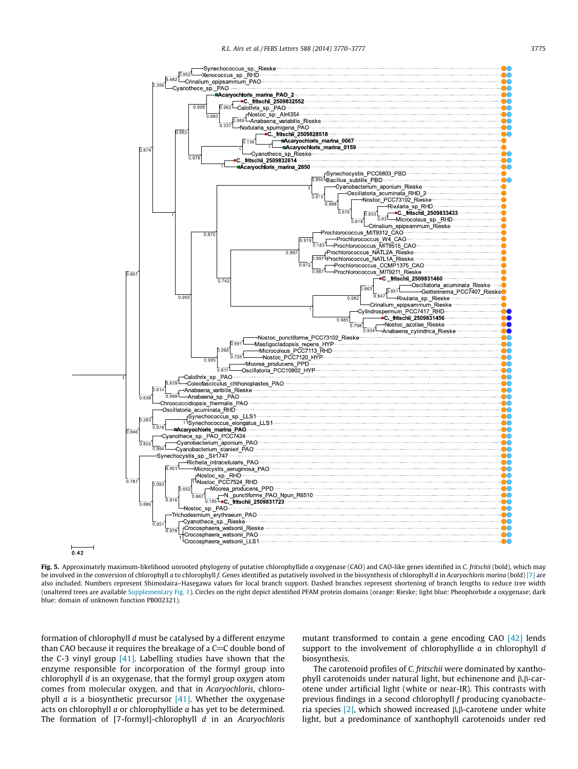**Fig. 5.** Approximately maximum-likelihood unrooted phylogeny of putative chlorophyllide *a* oxygenase (CAO) and CAO-like genes identified in *C. fritschii* (bold), which may be involved in the conversion of chlorophyll *a* to chlorophyll *f*. Genes identified as putatively involved in the biosynthesis of chlorophyll *d* in *Acaryochloris marina* (bold) [7] are also included. Numbers represent Shimodaira–Hasegawa values for local branch support. Dashed branches represent shortening of branch lengths to reduce tree width (unaltered trees are available Supplementary Fig. 1). Circles on the right depict identified PFAM protein domains (orange: Rieske; light blue: Pheophorbide a oxygenase; dark blue: domain of unknown function PB002321).

formation of chlorophyll *d* must be catalysed by a different enzyme than CAO because it requires the breakage of a C=C double bond of the C-3 vinyl group [41]. Labelling studies have shown that the enzyme responsible for incorporation of the formyl group into chlorophyll *d* is an oxygenase, that the formyl group oxygen atom comes from molecular oxygen, and that in *Acaryochloris*, chlorophyll *a* is a biosynthetic precursor [41]. Whether the oxygenase acts on chlorophyll *a* or chlorophyllide *a* has yet to be determined. The formation of [7-formyl]-chlorophyll *d* in an *Acaryochloris* mutant transformed to contain a gene encoding CAO [42] lends support to the involvement of chlorophyllide *a* in chlorophyll *d* biosynthesis.

The carotenoid profiles of *C. fritschii* were dominated by xanthophyll carotenoids under natural light, but echinenone and β,β-carotene under artificial light (white or near-IR). This contrasts with previous findings in a second chlorophyll *f* producing cyanobacteria species [2], which showed increased β,β-carotene under white light, but a predominance of xanthophyll carotenoids under red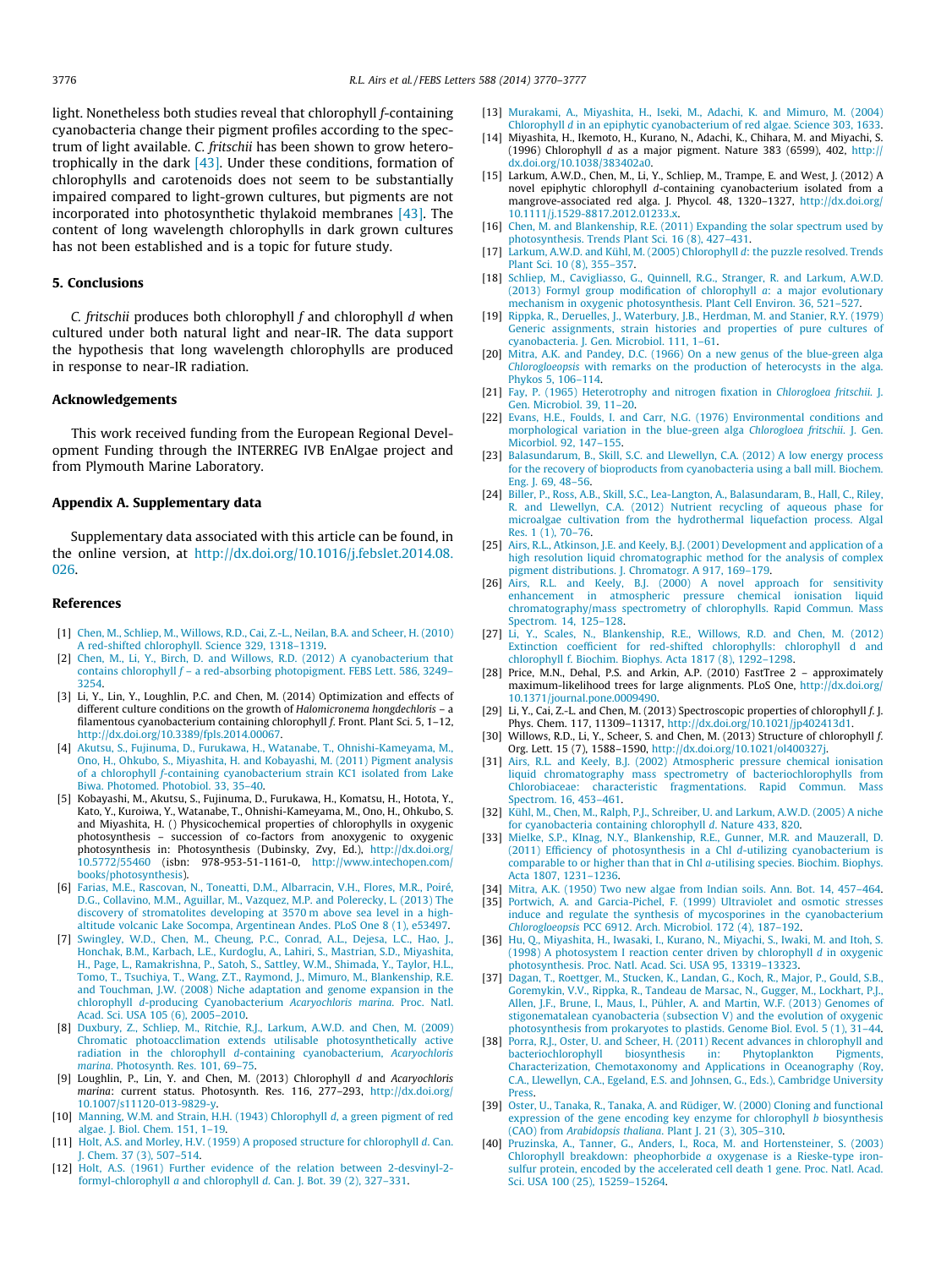light. Nonetheless both studies reveal that chlorophyll *f*-containing cyanobacteria change their pigment profiles according to the spectrum of light available. *C. fritschii* has been shown to grow heterotrophically in the dark [43]. Under these conditions, formation of chlorophylls and carotenoids does not seem to be substantially impaired compared to light-grown cultures, but pigments are not incorporated into photosynthetic thylakoid membranes [43]. The content of long wavelength chlorophylls in dark grown cultures has not been established and is a topic for future study.

## 5. Conclusions

*C. fritschii* produces both chlorophyll *f* and chlorophyll *d* when cultured under both natural light and near-IR. The data support the hypothesis that long wavelength chlorophylls are produced in response to near-IR radiation.

## Acknowledgements

This work received funding from the European Regional Development Funding through the INTERREG IVB EnAlgae project and from Plymouth Marine Laboratory.

## Appendix A. Supplementary data

Supplementary data associated with this article can be found, in the online version, at http://dx.doi.org/10.1016/j.febslet.2014.08.026.

## References

[1] Chen, M., Schliep, M., Willows, R.D., Cai, Z.-L., Neilan, B.A. and Scheer, H. (2010) A red-shifted chlorophyll. Science 329, 1318–1319.

[2] Chen, M., Li, Y., Birch, D. and Willows, R.D. (2012) A cyanobacterium that contains chlorophyll *f* – a red-absorbing photopigment. FEBS Lett. 586, 3249–3254.

[3] Li, Y., Lin, Y., Loughlin, P.C. and Chen, M. (2014) Optimization and effects of different culture conditions on the growth of *Halomicronema hongdechloris* – a filamentous cyanobacterium containing chlorophyll *f*. Front. Plant Sci. 5, 1–12, http://dx.doi.org/10.3389/fpls.2014.00067.

[4] Akutsu, S., Fujinuma, D., Furukawa, H., Watanabe, T., Ohnishi-Kameyama, M., Ono, H., Ohkubo, S., Miyashita, H. and Kobayashi, M. (2011) Pigment analysis of a chlorophyll *f*-containing cyanobacterium strain KC1 isolated from Lake Biwa. Photomed. Photobiol. 33, 35–40.

[5] Kobayashi, M., Akutsu, S., Fujinuma, D., Furukawa, H., Komatsu, H., Hotota, Y., Kato, Y., Kuroiwa, Y., Watanabe, T., Ohnishi-Kameyama, M., Ono, H., Ohkubo, S. and Miyashita, H. () Physicochemical properties of chlorophylls in oxygenic photosynthesis – succession of co-factors from anoxygenic to oxygenic photosynthesis in: Photosynthesis (Dubinsky, Zvy, Ed.), http://dx.doi.org/10.5772/55460 (isbn: 978-953-51-1161-0, http://www.intechopen.com/books/photosynthesis).

[6] Farias, M.E., Rascovan, N., Toneatti, D.M., Albarracin, V.H., Flores, M.R., Poiré, D.G., Collavino, M.M., Aguillar, M., Vazquez, M.P. and Polerecky, L. (2013) The discovery of stromatolites developing at 3570 m above sea level in a high-altitude volcanic Lake Socompa, Argentinean Andes. PLoS One 8 (1), e53497.

[7] Swingley, W.D., Chen, M., Cheung, P.C., Conrad, A.L., Dejesa, L.C., Hao, J., Honchak, B.M., Karbach, L.E., Kurdoglu, A., Lahiri, S., Mastrian, S.D., Miyashita, H., Page, L., Ramakrishna, P., Satoh, S., Sattley, W.M., Shimada, Y., Taylor, H.L., Tomo, T., Tsuchiya, T., Wang, Z.T., Raymond, J., Mimuro, M., Blankenship, R.E. and Touchman, J.W. (2008) Niche adaptation and genome expansion in the chlorophyll *d*-producing Cyanobacterium *Acaryochloris marina*. Proc. Natl. Acad. Sci. USA 105 (6), 2005–2010.

[8] Duxbury, Z., Schliep, M., Ritchie, R.J., Larkum, A.W.D. and Chen, M. (2009) Chromatic photoacclimation extends utilisable photosynthetically active radiation in the chlorophyll *d*-containing cyanobacterium, *Acaryochloris marina*. Photosynth. Res. 101, 69–75.

[9] Loughlin, P., Lin, Y. and Chen, M. (2013) Chlorophyll *d* and *Acaryochloris marina*: current status. Photosynth. Res. 116, 277–293, http://dx.doi.org/10.1007/s11120-013-9829-y.

[10] Manning, W.M. and Strain, H.H. (1943) Chlorophyll *d*, a green pigment of red algae. J. Biol. Chem. 151, 1–19.

[11] Holt, A.S. and Morley, H.V. (1959) A proposed structure for chlorophyll *d*. Can. J. Chem. 37 (3), 507–514.

[12] Holt, A.S. (1961) Further evidence of the relation between 2-desvinyl-2-formyl-chlorophyll *a* and chlorophyll *d*. Can. J. Bot. 39 (2), 327–331.

[13] Murakami, A., Miyashita, H., Iseki, M., Adachi, K. and Mimuro, M. (2004) Chlorophyll *d* in an epiphytic cyanobacterium of red algae. Science 303, 1633.

[14] Miyashita, H., Ikemoto, H., Kurano, N., Adachi, K., Chihara, M. and Miyachi, S. (1996) Chlorophyll *d* as a major pigment. Nature 383 (6599), 402, http://dx.doi.org/10.1038/383402a0.

[15] Larkum, A.W.D., Chen, M., Li, Y., Schliep, M., Trampe, E. and West, J. (2012) A novel epiphytic chlorophyll *d*-containing cyanobacterium isolated from a mangrove-associated red alga. J. Phycol. 48, 1320–1327, http://dx.doi.org/10.1111/j.1529-8817.2012.01233.x.

[16] Chen, M. and Blankenship, R.E. (2011) Expanding the solar spectrum used by photosynthesis. Trends Plant Sci. 16 (8), 427–431.

[17] Larkum, A.W.D. and Kühl, M. (2005) Chlorophyll *d*: the puzzle resolved. Trends Plant Sci. 10 (8), 355–357.

[18] Schliep, M., Cavigliasso, G., Quinnell, R.G., Stranger, R. and Larkum, A.W.D. (2013) Formyl group modification of chlorophyll *a*: a major evolutionary mechanism in oxygenic photosynthesis. Plant Cell Environ. 36, 521–527.

[19] Rippka, R., Deruelles, J., Waterbury, J.B., Herdman, M. and Stanier, R.Y. (1979) Generic assignments, strain histories and properties of pure cultures of cyanobacteria. J. Gen. Microbiol. 111, 1–61.

[20] Mitra, A.K. and Pandey, D.C. (1966) On a new genus of the blue-green alga *Chlorogloeopsis* with remarks on the production of heterocysts in the alga. Phykos 5, 106–114.

[21] Fay, P. (1965) Heterotrophy and nitrogen fixation in *Chlorogloea fritschii*. J. Gen. Microbiol. 39, 11–20.

[22] Evans, H.E., Foulds, I. and Carr, N.G. (1976) Environmental conditions and morphological variation in the blue-green alga *Chlorogloea fritschii*. J. Gen. Micorbiol. 92, 147–155.

[23] Balasundarum, B., Skill, S.C. and Llewellyn, C.A. (2012) A low energy process for the recovery of bioproducts from cyanobacteria using a ball mill. Biochem. Eng. J. 69, 48–56.

[24] Biller, P., Ross, A.B., Skill, S.C., Lea-Langton, A., Balasundaram, B., Hall, C., Riley, R. and Llewellyn, C.A. (2012) Nutrient recycling of aqueous phase for microalgae cultivation from the hydrothermal liquefaction process. Algal Res. 1 (1), 70–76.

[25] Airs, R.L., Atkinson, J.E. and Keely, B.J. (2001) Development and application of a high resolution liquid chromatographic method for the analysis of complex pigment distributions. J. Chromatogr. A 917, 169–179.

[26] Airs, R.L. and Keely, B.J. (2000) A novel approach for sensitivity enhancement in atmospheric pressure chemical ionisation liquid chromatography/mass spectrometry of chlorophylls. Rapid Commun. Mass Spectrom. 14, 125–128.

[27] Li, Y., Scales, N., Blankenship, R.E., Willows, R.D. and Chen, M. (2012) Extinction coefficient for red-shifted chlorophylls: chlorophyll d and chlorophyll f. Biochim. Biophys. Acta 1817 (8), 1292–1298.

[28] Price, M.N., Dehal, P.S. and Arkin, A.P. (2010) FastTree 2 – approximately maximum-likelihood trees for large alignments. PLoS One, http://dx.doi.org/10.1371/journal.pone.0009490.

[29] Li, Y., Cai, Z.-L. and Chen, M. (2013) Spectroscopic properties of chlorophyll *f*. J. Phys. Chem. 117, 11309–11317, http://dx.doi.org/10.1021/jp402413d1.

[30] Willows, R.D., Li, Y., Scheer, S. and Chen, M. (2013) Structure of chlorophyll *f*. Org. Lett. 15 (7), 1588–1590, http://dx.doi.org/10.1021/ol400327j.

[31] Airs, R.L. and Keely, B.J. (2002) Atmospheric pressure chemical ionisation liquid chromatography mass spectrometry of bacteriochlorophylls from Chlorobiaceae: characteristic fragmentations. Rapid Commun. Mass Spectrom. 16, 453–461.

[32] Kühl, M., Chen, M., Ralph, P.J., Schreiber, U. and Larkum, A.W.D. (2005) A niche for cyanobacteria containing chlorophyll *d*. Nature 433, 820.

[33] Mielke, S.P., KInag, N.Y., Blankenship, R.E., Gunner, M.R. and Mauzerall, D. (2011) Efficiency of photosynthesis in a Chl *d*-utilizing cyanobacterium is comparable to or higher than that in Chl *a*-utilising species. Biochim. Biophys. Acta 1807, 1231–1236.

[34] Mitra, A.K. (1950) Two new algae from Indian soils. Ann. Bot. 14, 457–464.

[35] Portwich, A. and Garcia-Pichel, F. (1999) Ultraviolet and osmotic stresses induce and regulate the synthesis of mycosporines in the cyanobacterium *Chlorogloeopsis* PCC 6912. Arch. Microbiol. 172 (4), 187–192.

[36] Hu, Q., Miyashita, H., Iwasaki, I., Kurano, N., Miyachi, S., Iwaki, M. and Itoh, S. (1998) A photosystem I reaction center driven by chlorophyll *d* in oxygenic photosynthesis. Proc. Natl. Acad. Sci. USA 95, 13319–13323.

[37] Dagan, T., Roettger, M., Stucken, K., Landan, G., Koch, R., Major, P., Gould, S.B., Goremykin, V.V., Rippka, R., Tandeau de Marsac, N., Gugger, M., Lockhart, P.J., Allen, J.F., Brune, I., Maus, I., Pühler, A. and Martin, W.F. (2013) Genomes of stigonematalean cyanobacteria (subsection V) and the evolution of oxygenic photosynthesis from prokaryotes to plastids. Genome Biol. Evol. 5 (1), 31–44.

[38] Porra, R.J., Oster, U. and Scheer, H. (2011) Recent advances in chlorophyll and bacteriochlorophyll biosynthesis in: Phytoplankton Pigments, Characterization, Chemotaxonomy and Applications in Oceanography (Roy, C.A., Llewellyn, C.A., Egeland, E.S. and Johnsen, G., Eds.), Cambridge University Press.

[39] Oster, U., Tanaka, R., Tanaka, A. and Rüdiger, W. (2000) Cloning and functional expression of the gene encoding key enzyme for chlorophyll *b* biosynthesis (CAO) from *Arabidopsis thaliana*. Plant J. 21 (3), 305–310.

[40] Pruzinska, A., Tanner, G., Anders, I., Roca, M. and Hortensteiner, S. (2003) Chlorophyll breakdown: pheophorbide *a* oxygenase is a Rieske-type iron-sulfur protein, encoded by the accelerated cell death 1 gene. Proc. Natl. Acad. Sci. USA 100 (25), 15259–15264.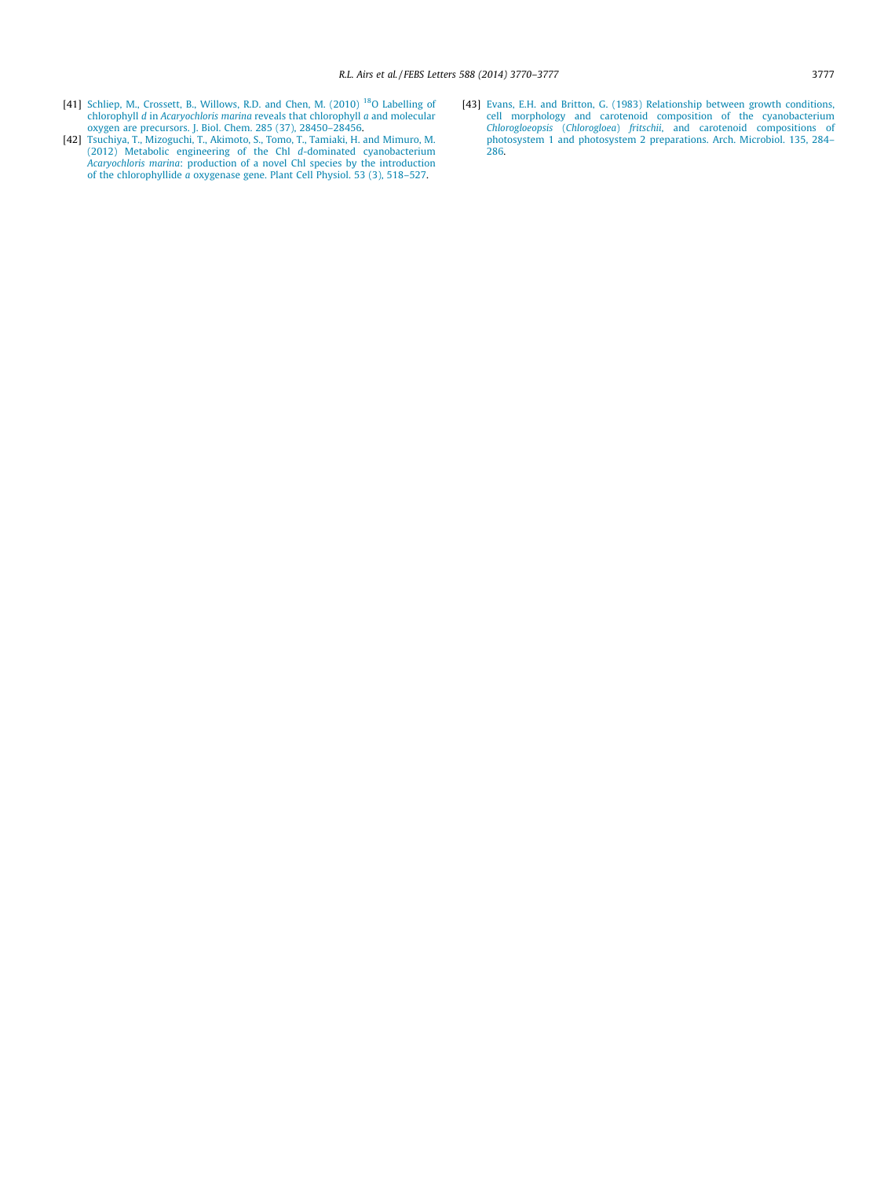[41] Schliep, M., Crossett, B., Willows, R.D. and Chen, M. (2010) $^{18}$O Labelling of chlorophyll *d* in *Acaryochloris marina* reveals that chlorophyll *a* and molecular oxygen are precursors. J. Biol. Chem. 285 (37), 28450–28456.

[42] Tsuchiya, T., Mizoguchi, T., Akimoto, S., Tomo, T., Tamiaki, H. and Mimuro, M. (2012) Metabolic engineering of the Chl *d*-dominated cyanobacterium *Acaryochloris marina*: production of a novel Chl species by the introduction of the chlorophyllide *a* oxygenase gene. Plant Cell Physiol. 53 (3), 518–527.

[43] Evans, E.H. and Britton, G. (1983) Relationship between growth conditions, cell morphology and carotenoid composition of the cyanobacterium *Chlorogloeopsis* (*Chlorogloea*) *fritschii*, and carotenoid compositions of photosystem 1 and photosystem 2 preparations. Arch. Microbiol. 135, 284–286.